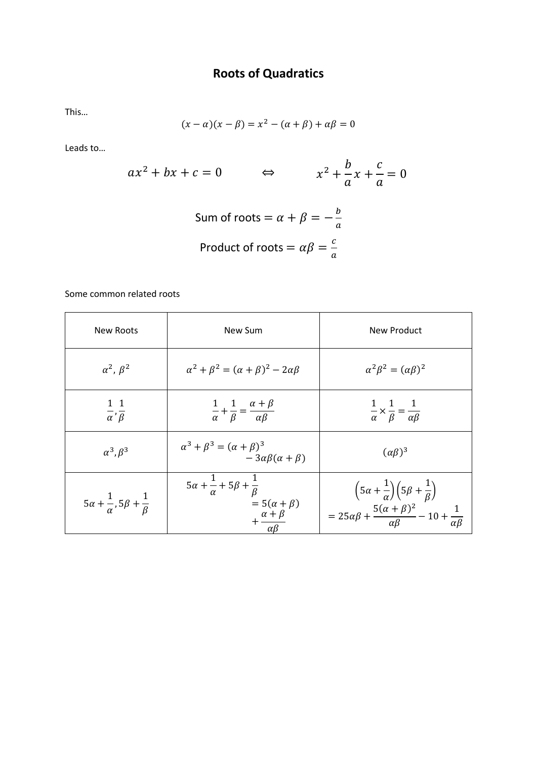# Roots of Quadratics

This…

$$(x-\alpha)(x-\beta) = x^2 - (\alpha+\beta) + \alpha\beta = 0$$

Leads to…

$$ax^2 + bx + c = 0 \qquad \Leftrightarrow \qquad x^2 + \frac{b}{a}x + \frac{c}{a} = 0$$

$$\text{Sum of roots} = \alpha + \beta = -\frac{b}{a}$$

$$\text{Product of roots} = \alpha\beta = \frac{c}{a}$$

Some common related roots

| New Roots | New Sum | New Product |
|---|---|---|
| $\alpha^2,\ \beta^2$ | $\alpha^2 + \beta^2 = (\alpha+\beta)^2 - 2\alpha\beta$ | $\alpha^2\beta^2 = (\alpha\beta)^2$ |
| $\frac{1}{\alpha}, \frac{1}{\beta}$ | $\frac{1}{\alpha} + \frac{1}{\beta} = \frac{\alpha+\beta}{\alpha\beta}$ | $\frac{1}{\alpha} \times \frac{1}{\beta} = \frac{1}{\alpha\beta}$ |
| $\alpha^3, \beta^3$ | $\alpha^3 + \beta^3 = (\alpha+\beta)^3 - 3\alpha\beta(\alpha+\beta)$ | $(\alpha\beta)^3$ |
| $5\alpha + \frac{1}{\alpha}, 5\beta + \frac{1}{\beta}$ | $5\alpha + \frac{1}{\alpha} + 5\beta + \frac{1}{\beta} = 5(\alpha+\beta) + \frac{\alpha+\beta}{\alpha\beta}$ | $\left(5\alpha + \frac{1}{\alpha}\right)\left(5\beta + \frac{1}{\beta}\right) = 25\alpha\beta + \frac{5(\alpha+\beta)^2}{\alpha\beta} - 10 + \frac{1}{\alpha\beta}$ |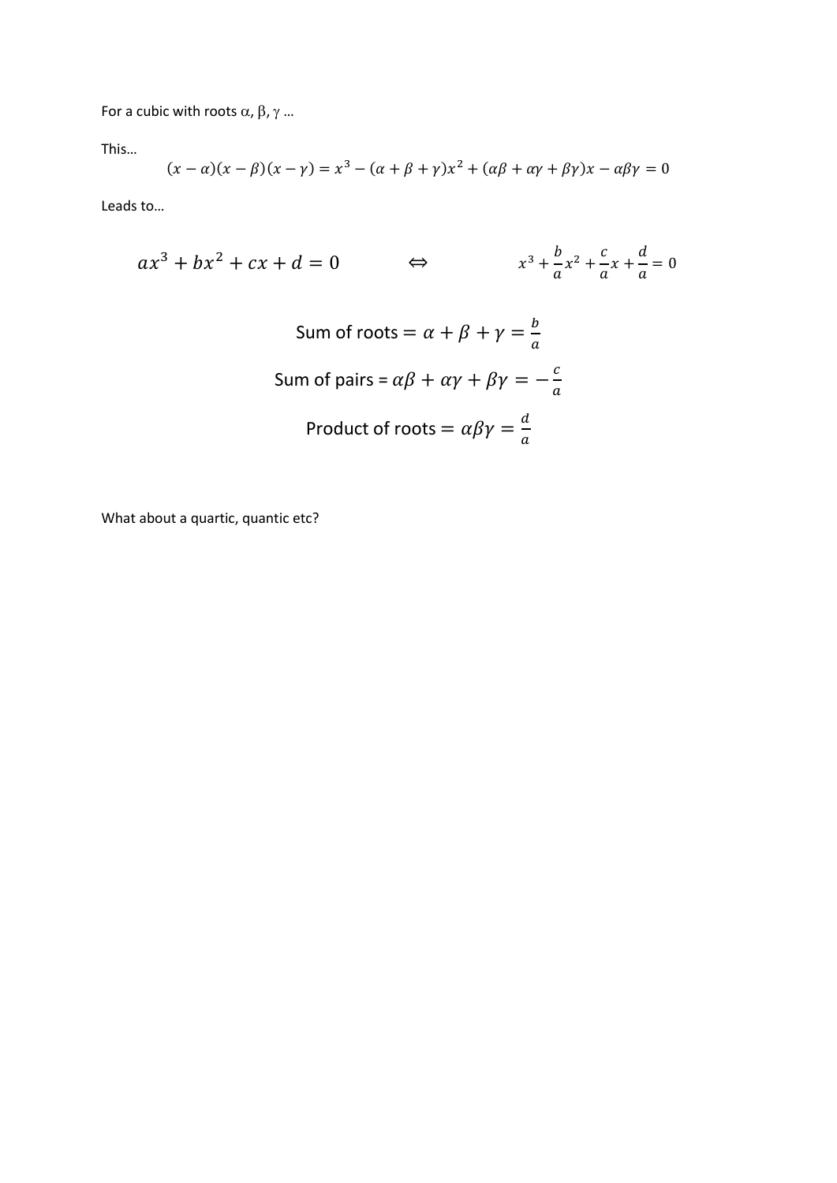For a cubic with roots $\alpha, \beta, \gamma$ …

This…

$$(x-\alpha)(x-\beta)(x-\gamma) = x^3 - (\alpha+\beta+\gamma)x^2 + (\alpha\beta+\alpha\gamma+\beta\gamma)x - \alpha\beta\gamma = 0$$

Leads to…

$$ax^3 + bx^2 + cx + d = 0 \qquad \Leftrightarrow \qquad x^3 + \frac{b}{a}x^2 + \frac{c}{a}x + \frac{d}{a} = 0$$

$$\text{Sum of roots} = \alpha + \beta + \gamma = \frac{b}{a}$$

$$\text{Sum of pairs} = \alpha\beta + \alpha\gamma + \beta\gamma = -\frac{c}{a}$$

$$\text{Product of roots} = \alpha\beta\gamma = \frac{d}{a}$$

What about a quartic, quantic etc?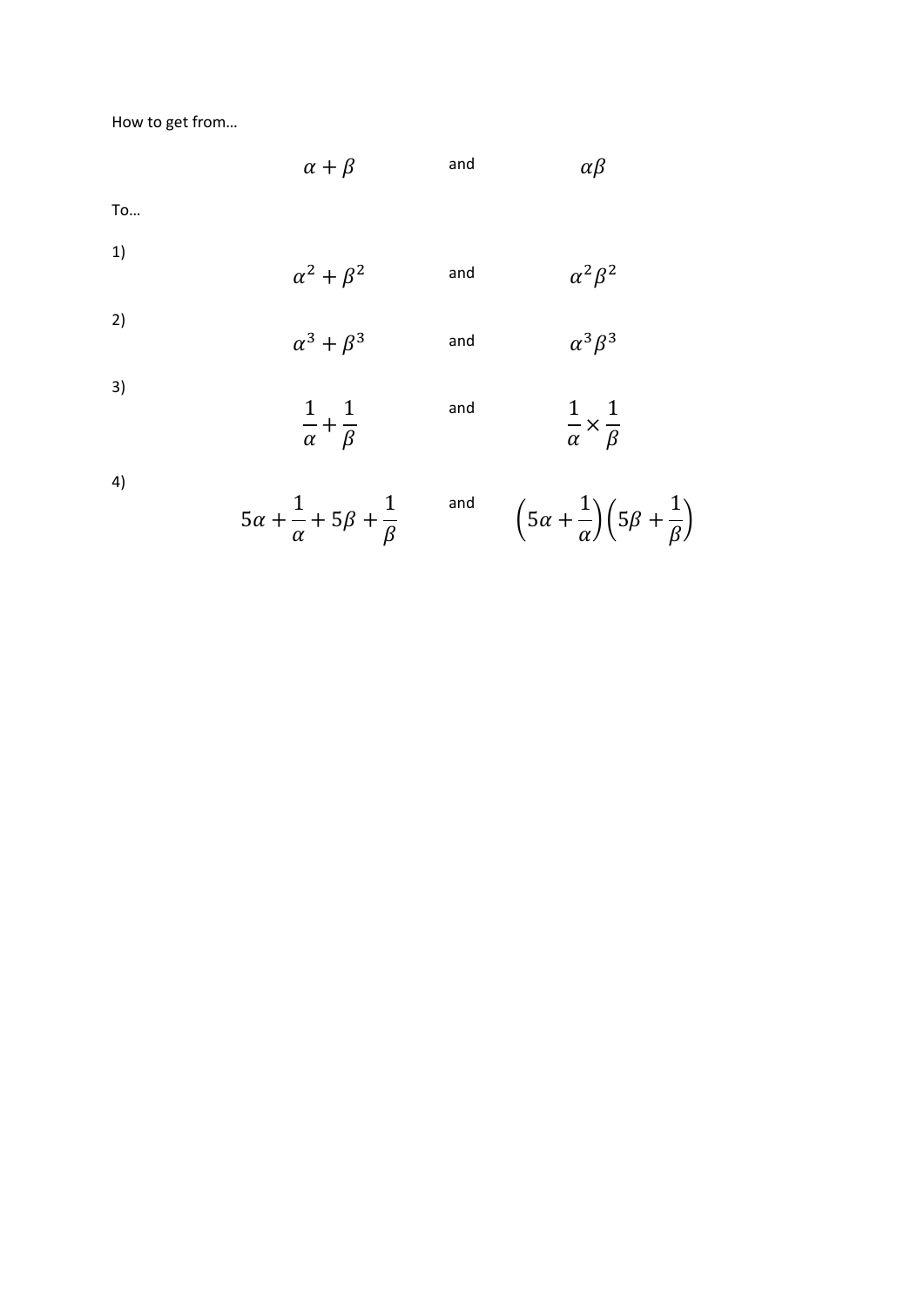How to get from…

$\alpha + \beta$ and $\alpha\beta$

To…

1) $\alpha^2 + \beta^2$ and $\alpha^2\beta^2$

2) $\alpha^3 + \beta^3$ and $\alpha^3\beta^3$

3) $\dfrac{1}{\alpha} + \dfrac{1}{\beta}$ and $\dfrac{1}{\alpha} \times \dfrac{1}{\beta}$

4) $5\alpha + \dfrac{1}{\alpha} + 5\beta + \dfrac{1}{\beta}$ and $\left(5\alpha + \dfrac{1}{\alpha}\right)\left(5\beta + \dfrac{1}{\beta}\right)$